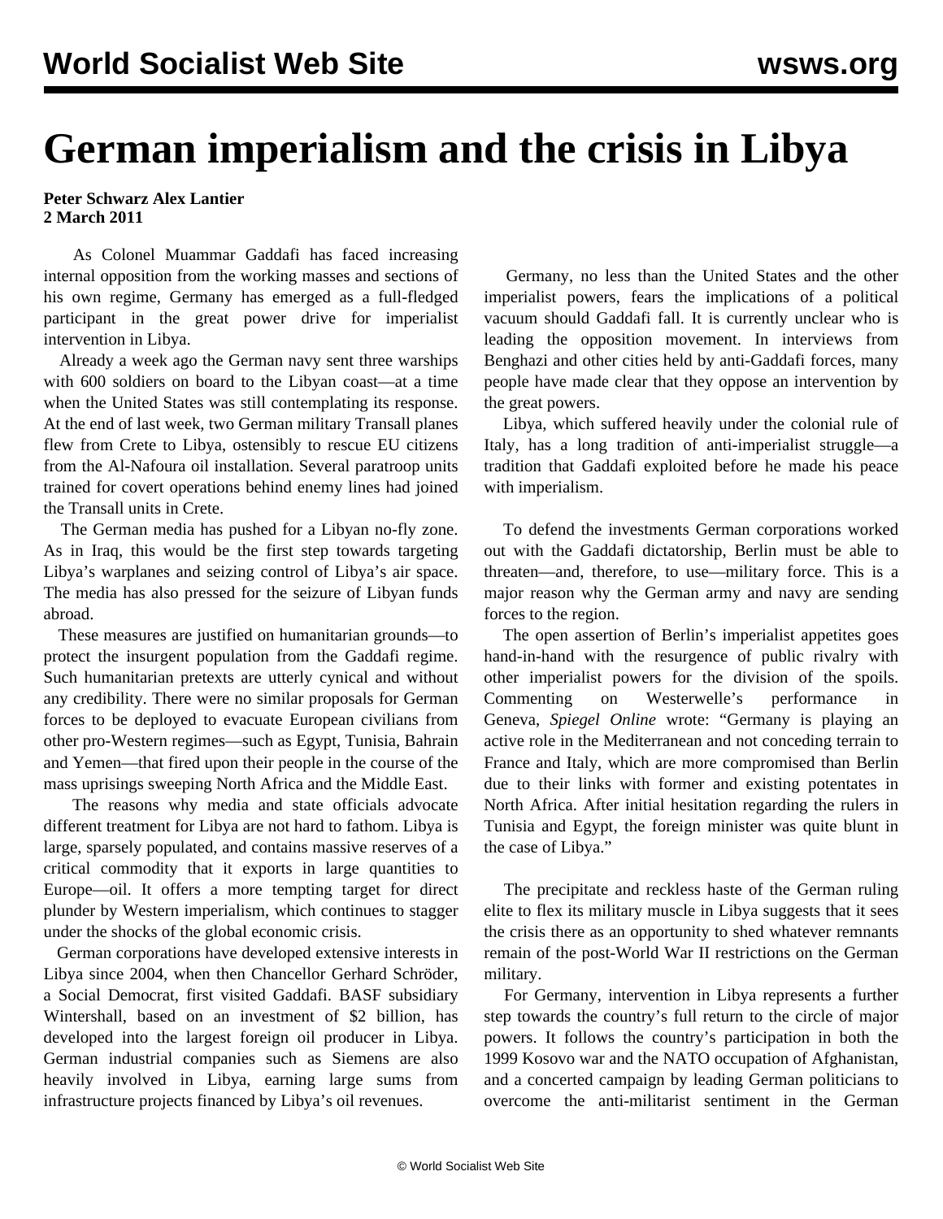# German imperialism and the crisis in Libya

**Peter Schwarz Alex Lantier**
**2 March 2011**

As Colonel Muammar Gaddafi has faced increasing internal opposition from the working masses and sections of his own regime, Germany has emerged as a full-fledged participant in the great power drive for imperialist intervention in Libya.

Already a week ago the German navy sent three warships with 600 soldiers on board to the Libyan coast—at a time when the United States was still contemplating its response. At the end of last week, two German military Transall planes flew from Crete to Libya, ostensibly to rescue EU citizens from the Al-Nafoura oil installation. Several paratroop units trained for covert operations behind enemy lines had joined the Transall units in Crete.

The German media has pushed for a Libyan no-fly zone. As in Iraq, this would be the first step towards targeting Libya's warplanes and seizing control of Libya's air space. The media has also pressed for the seizure of Libyan funds abroad.

These measures are justified on humanitarian grounds—to protect the insurgent population from the Gaddafi regime. Such humanitarian pretexts are utterly cynical and without any credibility. There were no similar proposals for German forces to be deployed to evacuate European civilians from other pro-Western regimes—such as Egypt, Tunisia, Bahrain and Yemen—that fired upon their people in the course of the mass uprisings sweeping North Africa and the Middle East.

The reasons why media and state officials advocate different treatment for Libya are not hard to fathom. Libya is large, sparsely populated, and contains massive reserves of a critical commodity that it exports in large quantities to Europe—oil. It offers a more tempting target for direct plunder by Western imperialism, which continues to stagger under the shocks of the global economic crisis.

German corporations have developed extensive interests in Libya since 2004, when then Chancellor Gerhard Schröder, a Social Democrat, first visited Gaddafi. BASF subsidiary Wintershall, based on an investment of $2 billion, has developed into the largest foreign oil producer in Libya. German industrial companies such as Siemens are also heavily involved in Libya, earning large sums from infrastructure projects financed by Libya's oil revenues.

Germany, no less than the United States and the other imperialist powers, fears the implications of a political vacuum should Gaddafi fall. It is currently unclear who is leading the opposition movement. In interviews from Benghazi and other cities held by anti-Gaddafi forces, many people have made clear that they oppose an intervention by the great powers.

Libya, which suffered heavily under the colonial rule of Italy, has a long tradition of anti-imperialist struggle—a tradition that Gaddafi exploited before he made his peace with imperialism.

To defend the investments German corporations worked out with the Gaddafi dictatorship, Berlin must be able to threaten—and, therefore, to use—military force. This is a major reason why the German army and navy are sending forces to the region.

The open assertion of Berlin's imperialist appetites goes hand-in-hand with the resurgence of public rivalry with other imperialist powers for the division of the spoils. Commenting on Westerwelle's performance in Geneva, *Spiegel Online* wrote: "Germany is playing an active role in the Mediterranean and not conceding terrain to France and Italy, which are more compromised than Berlin due to their links with former and existing potentates in North Africa. After initial hesitation regarding the rulers in Tunisia and Egypt, the foreign minister was quite blunt in the case of Libya."

The precipitate and reckless haste of the German ruling elite to flex its military muscle in Libya suggests that it sees the crisis there as an opportunity to shed whatever remnants remain of the post-World War II restrictions on the German military.

For Germany, intervention in Libya represents a further step towards the country's full return to the circle of major powers. It follows the country's participation in both the 1999 Kosovo war and the NATO occupation of Afghanistan, and a concerted campaign by leading German politicians to overcome the anti-militarist sentiment in the German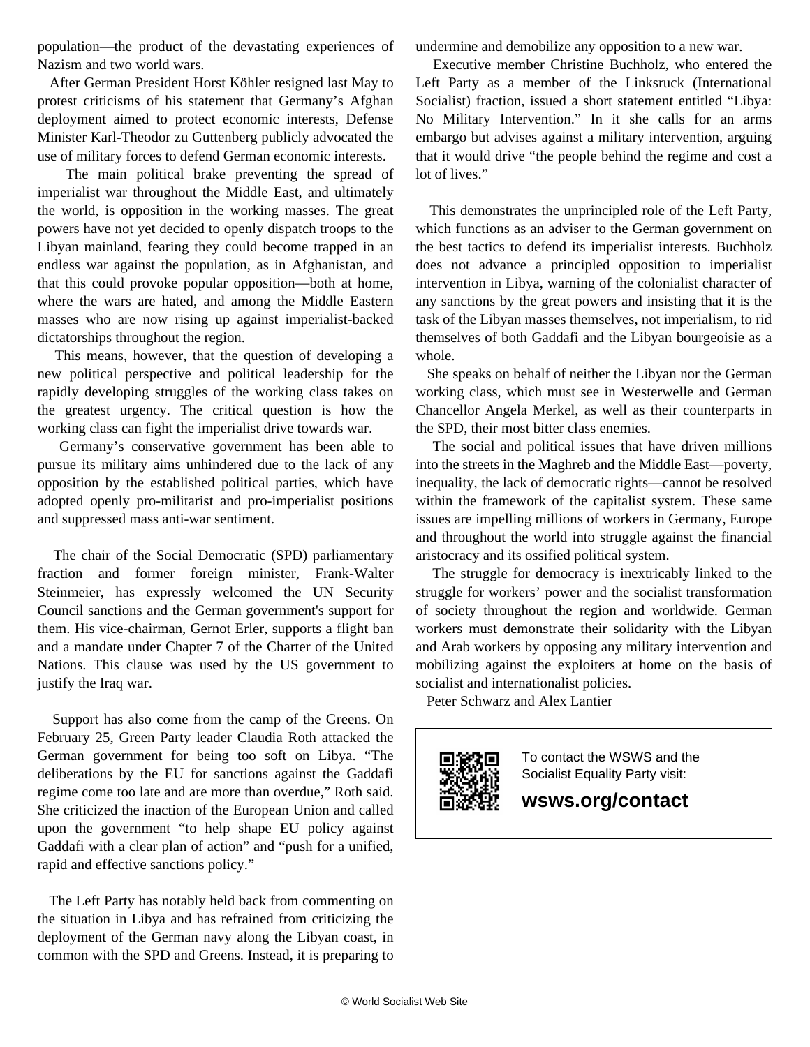population—the product of the devastating experiences of Nazism and two world wars.

After German President Horst Köhler resigned last May to protest criticisms of his statement that Germany's Afghan deployment aimed to protect economic interests, Defense Minister Karl-Theodor zu Guttenberg publicly advocated the use of military forces to defend German economic interests.

The main political brake preventing the spread of imperialist war throughout the Middle East, and ultimately the world, is opposition in the working masses. The great powers have not yet decided to openly dispatch troops to the Libyan mainland, fearing they could become trapped in an endless war against the population, as in Afghanistan, and that this could provoke popular opposition—both at home, where the wars are hated, and among the Middle Eastern masses who are now rising up against imperialist-backed dictatorships throughout the region.

This means, however, that the question of developing a new political perspective and political leadership for the rapidly developing struggles of the working class takes on the greatest urgency. The critical question is how the working class can fight the imperialist drive towards war.

Germany's conservative government has been able to pursue its military aims unhindered due to the lack of any opposition by the established political parties, which have adopted openly pro-militarist and pro-imperialist positions and suppressed mass anti-war sentiment.

The chair of the Social Democratic (SPD) parliamentary fraction and former foreign minister, Frank-Walter Steinmeier, has expressly welcomed the UN Security Council sanctions and the German government's support for them. His vice-chairman, Gernot Erler, supports a flight ban and a mandate under Chapter 7 of the Charter of the United Nations. This clause was used by the US government to justify the Iraq war.

Support has also come from the camp of the Greens. On February 25, Green Party leader Claudia Roth attacked the German government for being too soft on Libya. "The deliberations by the EU for sanctions against the Gaddafi regime come too late and are more than overdue," Roth said. She criticized the inaction of the European Union and called upon the government "to help shape EU policy against Gaddafi with a clear plan of action" and "push for a unified, rapid and effective sanctions policy."

The Left Party has notably held back from commenting on the situation in Libya and has refrained from criticizing the deployment of the German navy along the Libyan coast, in common with the SPD and Greens. Instead, it is preparing to undermine and demobilize any opposition to a new war.

Executive member Christine Buchholz, who entered the Left Party as a member of the Linksruck (International Socialist) fraction, issued a short statement entitled "Libya: No Military Intervention." In it she calls for an arms embargo but advises against a military intervention, arguing that it would drive "the people behind the regime and cost a lot of lives."

This demonstrates the unprincipled role of the Left Party, which functions as an adviser to the German government on the best tactics to defend its imperialist interests. Buchholz does not advance a principled opposition to imperialist intervention in Libya, warning of the colonialist character of any sanctions by the great powers and insisting that it is the task of the Libyan masses themselves, not imperialism, to rid themselves of both Gaddafi and the Libyan bourgeoisie as a whole.

She speaks on behalf of neither the Libyan nor the German working class, which must see in Westerwelle and German Chancellor Angela Merkel, as well as their counterparts in the SPD, their most bitter class enemies.

The social and political issues that have driven millions into the streets in the Maghreb and the Middle East—poverty, inequality, the lack of democratic rights—cannot be resolved within the framework of the capitalist system. These same issues are impelling millions of workers in Germany, Europe and throughout the world into struggle against the financial aristocracy and its ossified political system.

The struggle for democracy is inextricably linked to the struggle for workers' power and the socialist transformation of society throughout the region and worldwide. German workers must demonstrate their solidarity with the Libyan and Arab workers by opposing any military intervention and mobilizing against the exploiters at home on the basis of socialist and internationalist policies.

Peter Schwarz and Alex Lantier

To contact the WSWS and the Socialist Equality Party visit:

**wsws.org/contact**